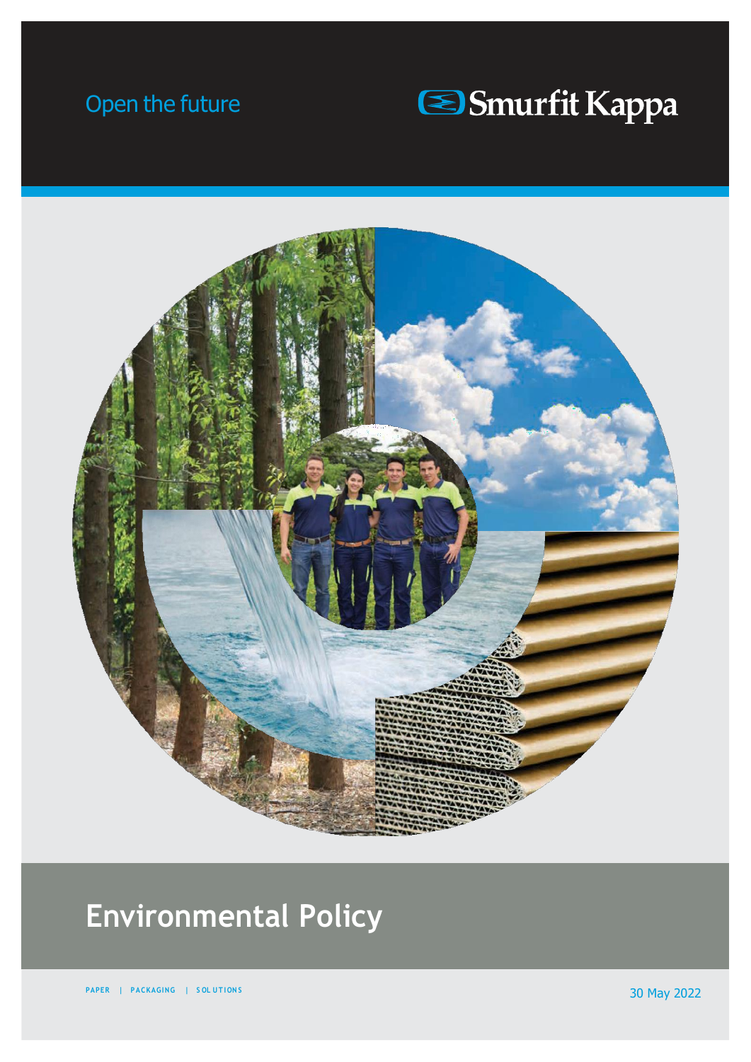Open the future

Smurfit Kappa

# Environmental Policy

PAPER | PACKAGING | SOLUTIONS

30 May 2022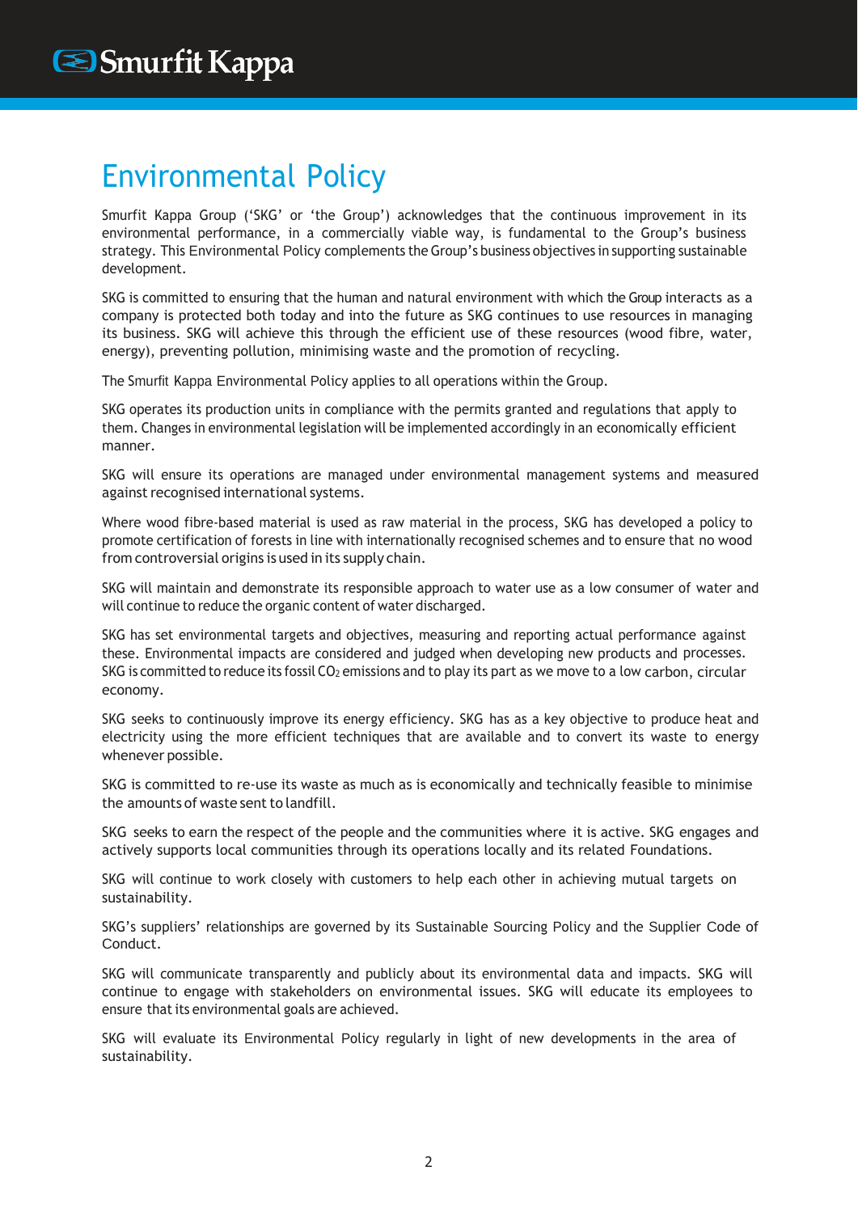# Environmental Policy

Smurfit Kappa Group ('SKG' or 'the Group') acknowledges that the continuous improvement in its environmental performance, in a commercially viable way, is fundamental to the Group's business strategy. This Environmental Policy complements the Group's business objectives in supporting sustainable development.

SKG is committed to ensuring that the human and natural environment with which the Group interacts as a company is protected both today and into the future as SKG continues to use resources in managing its business. SKG will achieve this through the efficient use of these resources (wood fibre, water, energy), preventing pollution, minimising waste and the promotion of recycling.

The Smurfit Kappa Environmental Policy applies to all operations within the Group.

SKG operates its production units in compliance with the permits granted and regulations that apply to them. Changes in environmental legislation will be implemented accordingly in an economically efficient manner.

SKG will ensure its operations are managed under environmental management systems and measured against recognised international systems.

Where wood fibre-based material is used as raw material in the process, SKG has developed a policy to promote certification of forests in line with internationally recognised schemes and to ensure that no wood from controversial origins is used in its supply chain.

SKG will maintain and demonstrate its responsible approach to water use as a low consumer of water and will continue to reduce the organic content of water discharged.

SKG has set environmental targets and objectives, measuring and reporting actual performance against these. Environmental impacts are considered and judged when developing new products and processes. SKG is committed to reduce its fossil $CO_2$ emissions and to play its part as we move to a low carbon, circular economy.

SKG seeks to continuously improve its energy efficiency. SKG has as a key objective to produce heat and electricity using the more efficient techniques that are available and to convert its waste to energy whenever possible.

SKG is committed to re-use its waste as much as is economically and technically feasible to minimise the amounts of waste sent to landfill.

SKG seeks to earn the respect of the people and the communities where it is active. SKG engages and actively supports local communities through its operations locally and its related Foundations.

SKG will continue to work closely with customers to help each other in achieving mutual targets on sustainability.

SKG's suppliers' relationships are governed by its Sustainable Sourcing Policy and the Supplier Code of Conduct.

SKG will communicate transparently and publicly about its environmental data and impacts. SKG will continue to engage with stakeholders on environmental issues. SKG will educate its employees to ensure that its environmental goals are achieved.

SKG will evaluate its Environmental Policy regularly in light of new developments in the area of sustainability.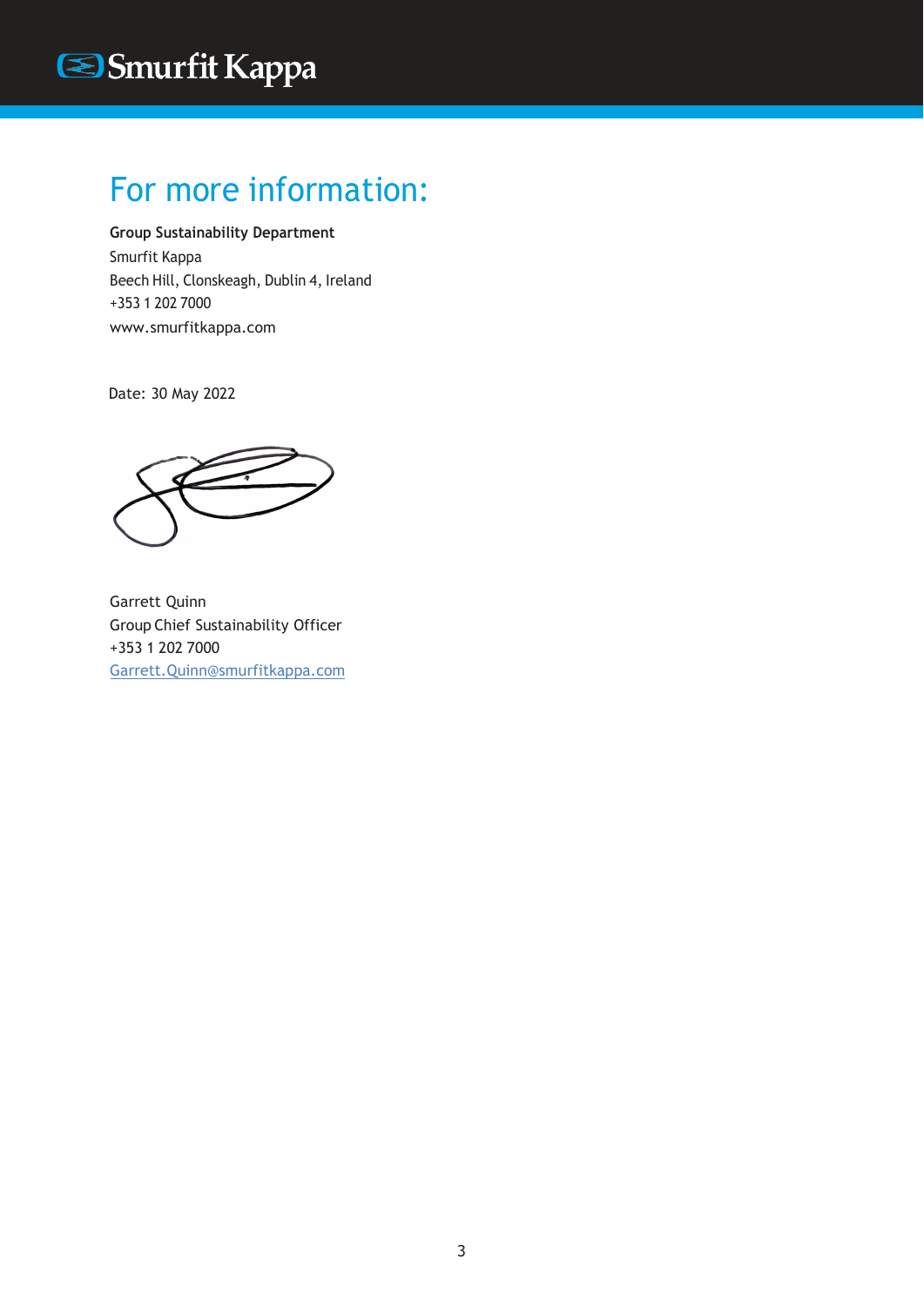# For more information:

**Group Sustainability Department**
Smurfit Kappa
Beech Hill, Clonskeagh, Dublin 4, Ireland
+353 1 202 7000
www.smurfitkappa.com

Date: 30 May 2022

Garrett Quinn
Group Chief Sustainability Officer
+353 1 202 7000
Garrett.Quinn@smurfitkappa.com